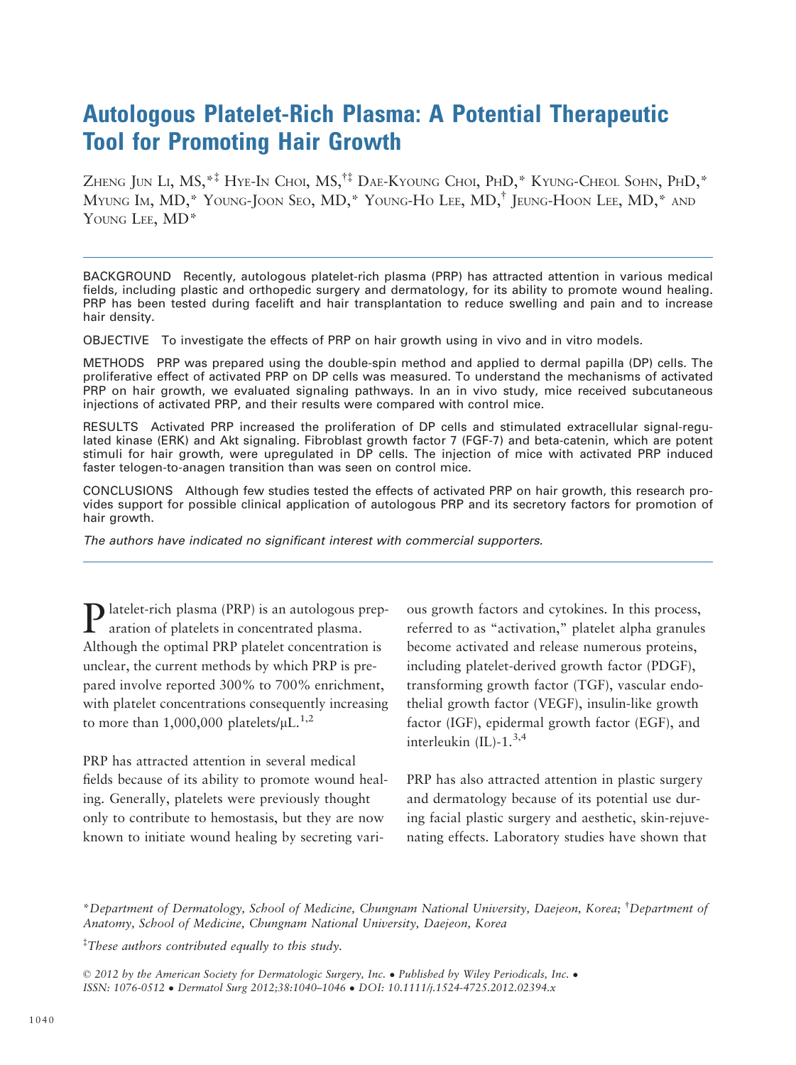# Autologous Platelet-Rich Plasma: A Potential Therapeutic Tool for Promoting Hair Growth

Zheng Jun Li, MS,*[‡] Hye-In Choi, MS,[†‡] Dae-Kyoung Choi, PhD,* Kyung-Cheol Sohn, PhD,* Myung Im, MD,* Young-Joon Seo, MD,* Young-Ho Lee, MD,[†] Jeung-Hoon Lee, MD,* and Young Lee, MD*

BACKGROUND Recently, autologous platelet-rich plasma (PRP) has attracted attention in various medical fields, including plastic and orthopedic surgery and dermatology, for its ability to promote wound healing. PRP has been tested during facelift and hair transplantation to reduce swelling and pain and to increase hair density.

OBJECTIVE To investigate the effects of PRP on hair growth using in vivo and in vitro models.

METHODS PRP was prepared using the double-spin method and applied to dermal papilla (DP) cells. The proliferative effect of activated PRP on DP cells was measured. To understand the mechanisms of activated PRP on hair growth, we evaluated signaling pathways. In an in vivo study, mice received subcutaneous injections of activated PRP, and their results were compared with control mice.

RESULTS Activated PRP increased the proliferation of DP cells and stimulated extracellular signal-regulated kinase (ERK) and Akt signaling. Fibroblast growth factor 7 (FGF-7) and beta-catenin, which are potent stimuli for hair growth, were upregulated in DP cells. The injection of mice with activated PRP induced faster telogen-to-anagen transition than was seen on control mice.

CONCLUSIONS Although few studies tested the effects of activated PRP on hair growth, this research provides support for possible clinical application of autologous PRP and its secretory factors for promotion of hair growth.

*The authors have indicated no significant interest with commercial supporters.*

Platelet-rich plasma (PRP) is an autologous preparation of platelets in concentrated plasma. Although the optimal PRP platelet concentration is unclear, the current methods by which PRP is prepared involve reported 300% to 700% enrichment, with platelet concentrations consequently increasing to more than 1,000,000 platelets/μL.[1,2]

PRP has attracted attention in several medical fields because of its ability to promote wound healing. Generally, platelets were previously thought only to contribute to hemostasis, but they are now known to initiate wound healing by secreting various growth factors and cytokines. In this process, referred to as "activation," platelet alpha granules become activated and release numerous proteins, including platelet-derived growth factor (PDGF), transforming growth factor (TGF), vascular endothelial growth factor (VEGF), insulin-like growth factor (IGF), epidermal growth factor (EGF), and interleukin (IL)-1.[3,4]

PRP has also attracted attention in plastic surgery and dermatology because of its potential use during facial plastic surgery and aesthetic, skin-rejuvenating effects. Laboratory studies have shown that

*Department of Dermatology, School of Medicine, Chungnam National University, Daejeon, Korea; [†]Department of Anatomy, School of Medicine, Chungnam National University, Daejeon, Korea*

[‡]*These authors contributed equally to this study.*

*© 2012 by the American Society for Dermatologic Surgery, Inc. • Published by Wiley Periodicals, Inc. • ISSN: 1076-0512 • Dermatol Surg 2012;38:1040–1046 • DOI: 10.1111/j.1524-4725.2012.02394.x*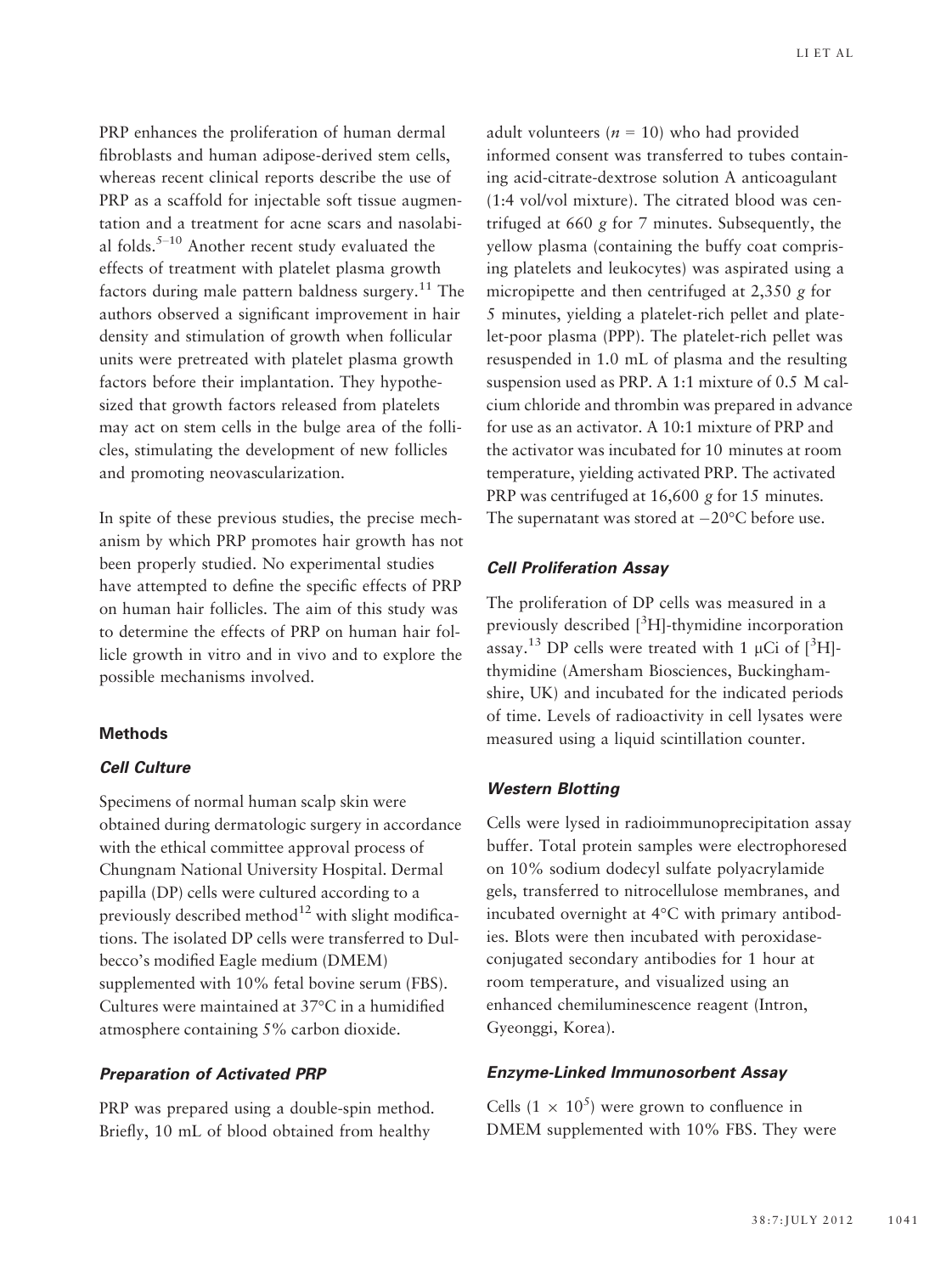PRP enhances the proliferation of human dermal fibroblasts and human adipose-derived stem cells, whereas recent clinical reports describe the use of PRP as a scaffold for injectable soft tissue augmentation and a treatment for acne scars and nasolabial folds.[5–10] Another recent study evaluated the effects of treatment with platelet plasma growth factors during male pattern baldness surgery.[11] The authors observed a significant improvement in hair density and stimulation of growth when follicular units were pretreated with platelet plasma growth factors before their implantation. They hypothesized that growth factors released from platelets may act on stem cells in the bulge area of the follicles, stimulating the development of new follicles and promoting neovascularization.

In spite of these previous studies, the precise mechanism by which PRP promotes hair growth has not been properly studied. No experimental studies have attempted to define the specific effects of PRP on human hair follicles. The aim of this study was to determine the effects of PRP on human hair follicle growth in vitro and in vivo and to explore the possible mechanisms involved.

## Methods

### *Cell Culture*

Specimens of normal human scalp skin were obtained during dermatologic surgery in accordance with the ethical committee approval process of Chungnam National University Hospital. Dermal papilla (DP) cells were cultured according to a previously described method[12] with slight modifications. The isolated DP cells were transferred to Dulbecco's modified Eagle medium (DMEM) supplemented with 10% fetal bovine serum (FBS). Cultures were maintained at 37°C in a humidified atmosphere containing 5% carbon dioxide.

### *Preparation of Activated PRP*

PRP was prepared using a double-spin method. Briefly, 10 mL of blood obtained from healthy adult volunteers ($n = 10$) who had provided informed consent was transferred to tubes containing acid-citrate-dextrose solution A anticoagulant (1:4 vol/vol mixture). The citrated blood was centrifuged at 660 *g* for 7 minutes. Subsequently, the yellow plasma (containing the buffy coat comprising platelets and leukocytes) was aspirated using a micropipette and then centrifuged at 2,350 *g* for 5 minutes, yielding a platelet-rich pellet and platelet-poor plasma (PPP). The platelet-rich pellet was resuspended in 1.0 mL of plasma and the resulting suspension used as PRP. A 1:1 mixture of 0.5 M calcium chloride and thrombin was prepared in advance for use as an activator. A 10:1 mixture of PRP and the activator was incubated for 10 minutes at room temperature, yielding activated PRP. The activated PRP was centrifuged at 16,600 *g* for 15 minutes. The supernatant was stored at −20°C before use.

### *Cell Proliferation Assay*

The proliferation of DP cells was measured in a previously described [$^3$H]-thymidine incorporation assay.[13] DP cells were treated with 1 μCi of [$^3$H]-thymidine (Amersham Biosciences, Buckinghamshire, UK) and incubated for the indicated periods of time. Levels of radioactivity in cell lysates were measured using a liquid scintillation counter.

### *Western Blotting*

Cells were lysed in radioimmunoprecipitation assay buffer. Total protein samples were electrophoresed on 10% sodium dodecyl sulfate polyacrylamide gels, transferred to nitrocellulose membranes, and incubated overnight at 4°C with primary antibodies. Blots were then incubated with peroxidase-conjugated secondary antibodies for 1 hour at room temperature, and visualized using an enhanced chemiluminescence reagent (Intron, Gyeonggi, Korea).

### *Enzyme-Linked Immunosorbent Assay*

Cells ($1 \times 10^5$) were grown to confluence in DMEM supplemented with 10% FBS. They were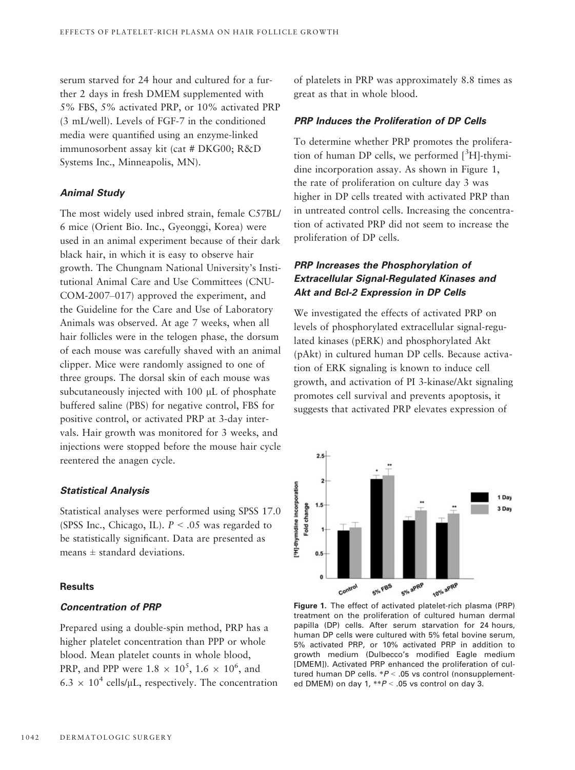serum starved for 24 hour and cultured for a further 2 days in fresh DMEM supplemented with 5% FBS, 5% activated PRP, or 10% activated PRP (3 mL/well). Levels of FGF-7 in the conditioned media were quantified using an enzyme-linked immunosorbent assay kit (cat # DKG00; R&D Systems Inc., Minneapolis, MN).

### Animal Study

The most widely used inbred strain, female C57BL/6 mice (Orient Bio. Inc., Gyeonggi, Korea) were used in an animal experiment because of their dark black hair, in which it is easy to observe hair growth. The Chungnam National University's Institutional Animal Care and Use Committees (CNU-COM-2007–017) approved the experiment, and the Guideline for the Care and Use of Laboratory Animals was observed. At age 7 weeks, when all hair follicles were in the telogen phase, the dorsum of each mouse was carefully shaved with an animal clipper. Mice were randomly assigned to one of three groups. The dorsal skin of each mouse was subcutaneously injected with 100 μL of phosphate buffered saline (PBS) for negative control, FBS for positive control, or activated PRP at 3-day intervals. Hair growth was monitored for 3 weeks, and injections were stopped before the mouse hair cycle reentered the anagen cycle.

### Statistical Analysis

Statistical analyses were performed using SPSS 17.0 (SPSS Inc., Chicago, IL). $P < .05$ was regarded to be statistically significant. Data are presented as means ± standard deviations.

## Results

### Concentration of PRP

Prepared using a double-spin method, PRP has a higher platelet concentration than PPP or whole blood. Mean platelet counts in whole blood, PRP, and PPP were $1.8 \times 10^5$, $1.6 \times 10^6$, and $6.3 \times 10^4$ cells/μL, respectively. The concentration of platelets in PRP was approximately 8.8 times as great as that in whole blood.

### PRP Induces the Proliferation of DP Cells

To determine whether PRP promotes the proliferation of human DP cells, we performed [$^3$H]-thymidine incorporation assay. As shown in Figure 1, the rate of proliferation on culture day 3 was higher in DP cells treated with activated PRP than in untreated control cells. Increasing the concentration of activated PRP did not seem to increase the proliferation of DP cells.

### PRP Increases the Phosphorylation of Extracellular Signal-Regulated Kinases and Akt and Bcl-2 Expression in DP Cells

We investigated the effects of activated PRP on levels of phosphorylated extracellular signal-regulated kinases (pERK) and phosphorylated Akt (pAkt) in cultured human DP cells. Because activation of ERK signaling is known to induce cell growth, and activation of PI 3-kinase/Akt signaling promotes cell survival and prevents apoptosis, it suggests that activated PRP elevates expression of

**Figure 1.** The effect of activated platelet-rich plasma (PRP) treatment on the proliferation of cultured human dermal papilla (DP) cells. After serum starvation for 24 hours, human DP cells were cultured with 5% fetal bovine serum, 5% activated PRP, or 10% activated PRP in addition to growth medium (Dulbecco's modified Eagle medium [DMEM]). Activated PRP enhanced the proliferation of cultured human DP cells. \*$P < .05$ vs control (nonsupplemented DMEM) on day 1, \*\*$P < .05$ vs control on day 3.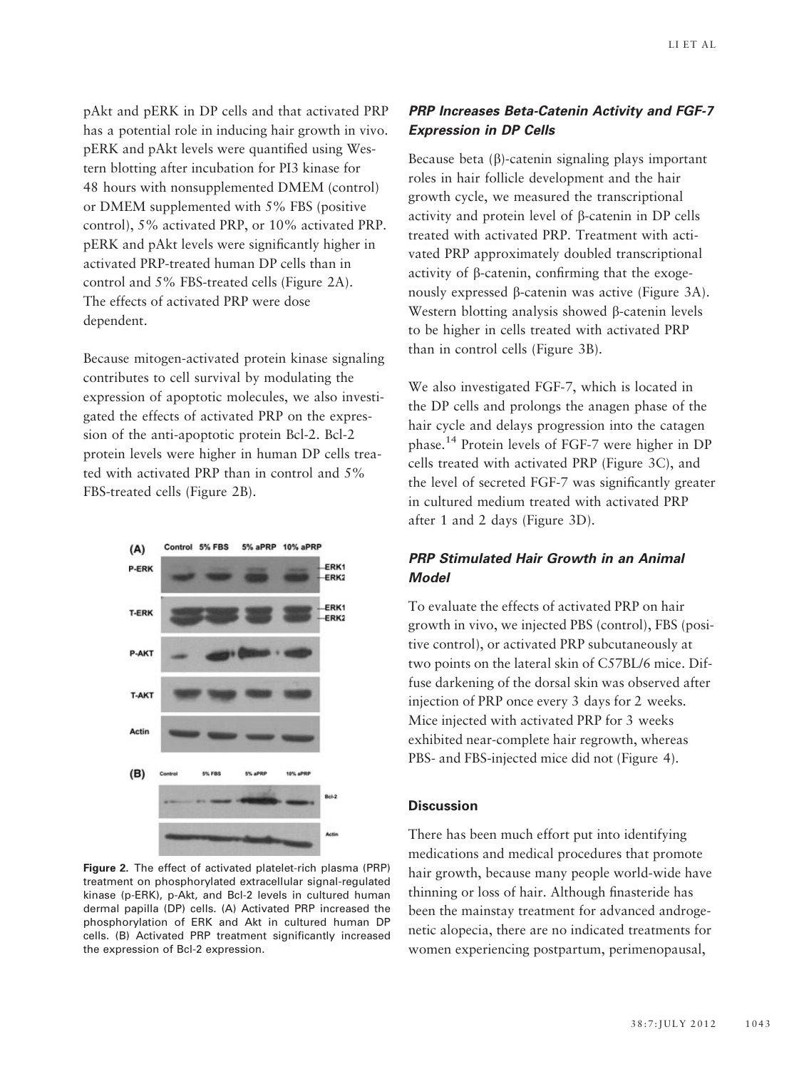pAkt and pERK in DP cells and that activated PRP has a potential role in inducing hair growth in vivo. pERK and pAkt levels were quantified using Western blotting after incubation for PI3 kinase for 48 hours with nonsupplemented DMEM (control) or DMEM supplemented with 5% FBS (positive control), 5% activated PRP, or 10% activated PRP. pERK and pAkt levels were significantly higher in activated PRP-treated human DP cells than in control and 5% FBS-treated cells (Figure 2A). The effects of activated PRP were dose dependent.

Because mitogen-activated protein kinase signaling contributes to cell survival by modulating the expression of apoptotic molecules, we also investigated the effects of activated PRP on the expression of the anti-apoptotic protein Bcl-2. Bcl-2 protein levels were higher in human DP cells treated with activated PRP than in control and 5% FBS-treated cells (Figure 2B).

Figure 2. The effect of activated platelet-rich plasma (PRP) treatment on phosphorylated extracellular signal-regulated kinase (p-ERK), p-Akt, and Bcl-2 levels in cultured human dermal papilla (DP) cells. (A) Activated PRP increased the phosphorylation of ERK and Akt in cultured human DP cells. (B) Activated PRP treatment significantly increased the expression of Bcl-2 expression.

### *PRP Increases Beta-Catenin Activity and FGF-7 Expression in DP Cells*

Because beta (β)-catenin signaling plays important roles in hair follicle development and the hair growth cycle, we measured the transcriptional activity and protein level of β-catenin in DP cells treated with activated PRP. Treatment with activated PRP approximately doubled transcriptional activity of β-catenin, confirming that the exogenously expressed β-catenin was active (Figure 3A). Western blotting analysis showed β-catenin levels to be higher in cells treated with activated PRP than in control cells (Figure 3B).

We also investigated FGF-7, which is located in the DP cells and prolongs the anagen phase of the hair cycle and delays progression into the catagen phase.[14] Protein levels of FGF-7 were higher in DP cells treated with activated PRP (Figure 3C), and the level of secreted FGF-7 was significantly greater in cultured medium treated with activated PRP after 1 and 2 days (Figure 3D).

### *PRP Stimulated Hair Growth in an Animal Model*

To evaluate the effects of activated PRP on hair growth in vivo, we injected PBS (control), FBS (positive control), or activated PRP subcutaneously at two points on the lateral skin of C57BL/6 mice. Diffuse darkening of the dorsal skin was observed after injection of PRP once every 3 days for 2 weeks. Mice injected with activated PRP for 3 weeks exhibited near-complete hair regrowth, whereas PBS- and FBS-injected mice did not (Figure 4).

### Discussion

There has been much effort put into identifying medications and medical procedures that promote hair growth, because many people world-wide have thinning or loss of hair. Although finasteride has been the mainstay treatment for advanced androgenetic alopecia, there are no indicated treatments for women experiencing postpartum, perimenopausal,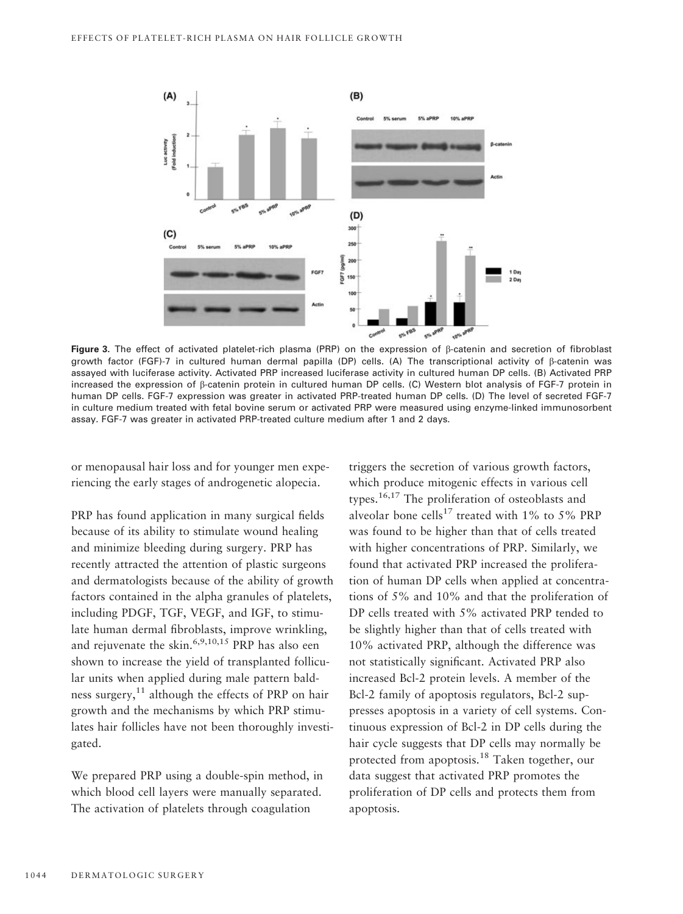**Figure 3.** The effect of activated platelet-rich plasma (PRP) on the expression of β-catenin and secretion of fibroblast growth factor (FGF)-7 in cultured human dermal papilla (DP) cells. (A) The transcriptional activity of β-catenin was assayed with luciferase activity. Activated PRP increased luciferase activity in cultured human DP cells. (B) Activated PRP increased the expression of β-catenin protein in cultured human DP cells. (C) Western blot analysis of FGF-7 protein in human DP cells. FGF-7 expression was greater in activated PRP-treated human DP cells. (D) The level of secreted FGF-7 in culture medium treated with fetal bovine serum or activated PRP were measured using enzyme-linked immunosorbent assay. FGF-7 was greater in activated PRP-treated culture medium after 1 and 2 days.

or menopausal hair loss and for younger men experiencing the early stages of androgenetic alopecia.

PRP has found application in many surgical fields because of its ability to stimulate wound healing and minimize bleeding during surgery. PRP has recently attracted the attention of plastic surgeons and dermatologists because of the ability of growth factors contained in the alpha granules of platelets, including PDGF, TGF, VEGF, and IGF, to stimulate human dermal fibroblasts, improve wrinkling, and rejuvenate the skin.[6,9,10,15] PRP has also een shown to increase the yield of transplanted follicular units when applied during male pattern baldness surgery,[11] although the effects of PRP on hair growth and the mechanisms by which PRP stimulates hair follicles have not been thoroughly investigated.

We prepared PRP using a double-spin method, in which blood cell layers were manually separated. The activation of platelets through coagulation triggers the secretion of various growth factors, which produce mitogenic effects in various cell types.[16,17] The proliferation of osteoblasts and alveolar bone cells[17] treated with 1% to 5% PRP was found to be higher than that of cells treated with higher concentrations of PRP. Similarly, we found that activated PRP increased the proliferation of human DP cells when applied at concentrations of 5% and 10% and that the proliferation of DP cells treated with 5% activated PRP tended to be slightly higher than that of cells treated with 10% activated PRP, although the difference was not statistically significant. Activated PRP also increased Bcl-2 protein levels. A member of the Bcl-2 family of apoptosis regulators, Bcl-2 suppresses apoptosis in a variety of cell systems. Continuous expression of Bcl-2 in DP cells during the hair cycle suggests that DP cells may normally be protected from apoptosis.[18] Taken together, our data suggest that activated PRP promotes the proliferation of DP cells and protects them from apoptosis.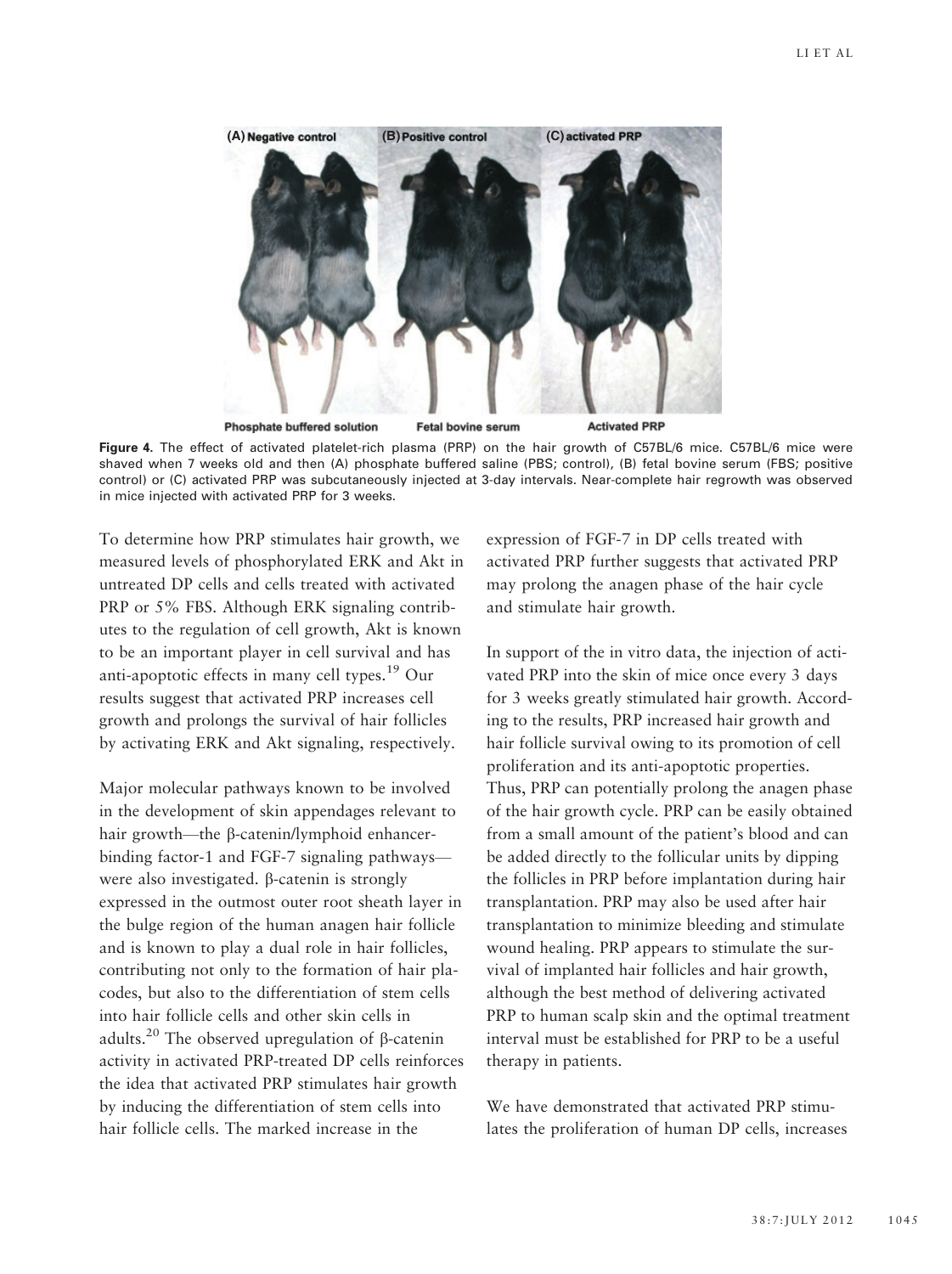**Figure 4.** The effect of activated platelet-rich plasma (PRP) on the hair growth of C57BL/6 mice. C57BL/6 mice were shaved when 7 weeks old and then (A) phosphate buffered saline (PBS; control), (B) fetal bovine serum (FBS; positive control) or (C) activated PRP was subcutaneously injected at 3-day intervals. Near-complete hair regrowth was observed in mice injected with activated PRP for 3 weeks.

To determine how PRP stimulates hair growth, we measured levels of phosphorylated ERK and Akt in untreated DP cells and cells treated with activated PRP or 5% FBS. Although ERK signaling contributes to the regulation of cell growth, Akt is known to be an important player in cell survival and has anti-apoptotic effects in many cell types.[19] Our results suggest that activated PRP increases cell growth and prolongs the survival of hair follicles by activating ERK and Akt signaling, respectively.

Major molecular pathways known to be involved in the development of skin appendages relevant to hair growth—the β-catenin/lymphoid enhancer-binding factor-1 and FGF-7 signaling pathways—were also investigated. β-catenin is strongly expressed in the outmost outer root sheath layer in the bulge region of the human anagen hair follicle and is known to play a dual role in hair follicles, contributing not only to the formation of hair placodes, but also to the differentiation of stem cells into hair follicle cells and other skin cells in adults.[20] The observed upregulation of β-catenin activity in activated PRP-treated DP cells reinforces the idea that activated PRP stimulates hair growth by inducing the differentiation of stem cells into hair follicle cells. The marked increase in the expression of FGF-7 in DP cells treated with activated PRP further suggests that activated PRP may prolong the anagen phase of the hair cycle and stimulate hair growth.

In support of the in vitro data, the injection of activated PRP into the skin of mice once every 3 days for 3 weeks greatly stimulated hair growth. According to the results, PRP increased hair growth and hair follicle survival owing to its promotion of cell proliferation and its anti-apoptotic properties. Thus, PRP can potentially prolong the anagen phase of the hair growth cycle. PRP can be easily obtained from a small amount of the patient's blood and can be added directly to the follicular units by dipping the follicles in PRP before implantation during hair transplantation. PRP may also be used after hair transplantation to minimize bleeding and stimulate wound healing. PRP appears to stimulate the survival of implanted hair follicles and hair growth, although the best method of delivering activated PRP to human scalp skin and the optimal treatment interval must be established for PRP to be a useful therapy in patients.

We have demonstrated that activated PRP stimulates the proliferation of human DP cells, increases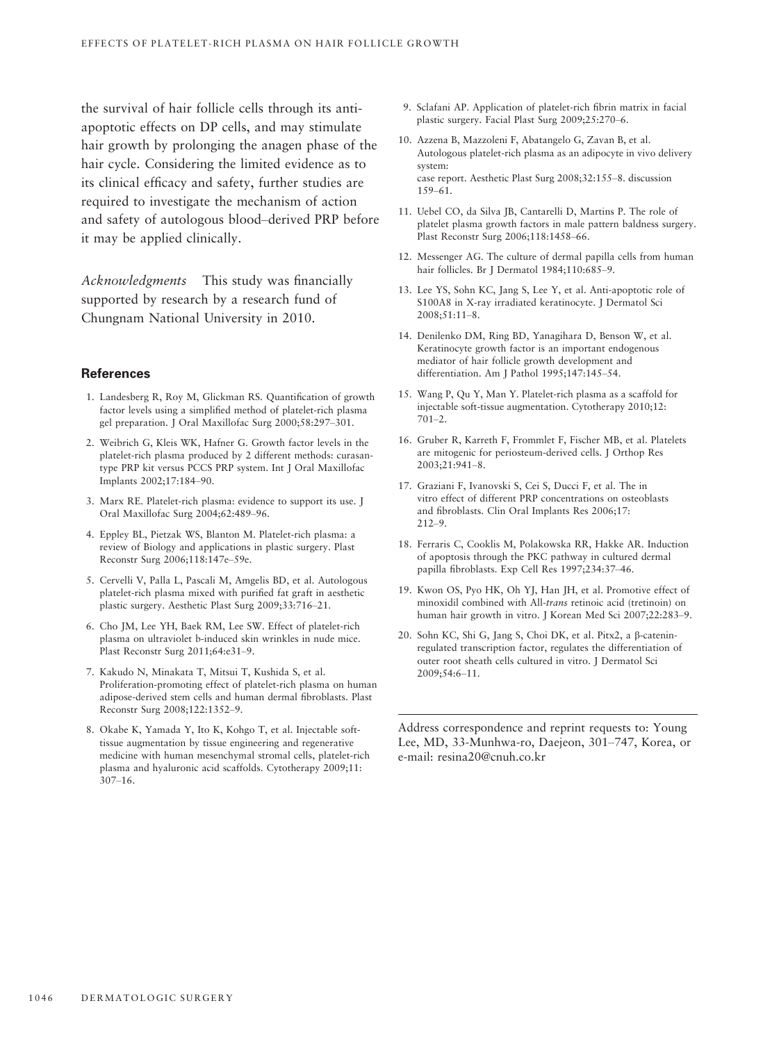the survival of hair follicle cells through its anti-apoptotic effects on DP cells, and may stimulate hair growth by prolonging the anagen phase of the hair cycle. Considering the limited evidence as to its clinical efficacy and safety, further studies are required to investigate the mechanism of action and safety of autologous blood–derived PRP before it may be applied clinically.

*Acknowledgments* This study was financially supported by research by a research fund of Chungnam National University in 2010.

## References

1. Landesberg R, Roy M, Glickman RS. Quantification of growth factor levels using a simplified method of platelet-rich plasma gel preparation. J Oral Maxillofac Surg 2000;58:297–301.
2. Weibrich G, Kleis WK, Hafner G. Growth factor levels in the platelet-rich plasma produced by 2 different methods: curasan-type PRP kit versus PCCS PRP system. Int J Oral Maxillofac Implants 2002;17:184–90.
3. Marx RE. Platelet-rich plasma: evidence to support its use. J Oral Maxillofac Surg 2004;62:489–96.
4. Eppley BL, Pietzak WS, Blanton M. Platelet-rich plasma: a review of Biology and applications in plastic surgery. Plast Reconstr Surg 2006;118:147e–59e.
5. Cervelli V, Palla L, Pascali M, Amgelis BD, et al. Autologous platelet-rich plasma mixed with purified fat graft in aesthetic plastic surgery. Aesthetic Plast Surg 2009;33:716–21.
6. Cho JM, Lee YH, Baek RM, Lee SW. Effect of platelet-rich plasma on ultraviolet b-induced skin wrinkles in nude mice. Plast Reconstr Surg 2011;64:e31–9.
7. Kakudo N, Minakata T, Mitsui T, Kushida S, et al. Proliferation-promoting effect of platelet-rich plasma on human adipose-derived stem cells and human dermal fibroblasts. Plast Reconstr Surg 2008;122:1352–9.
8. Okabe K, Yamada Y, Ito K, Kohgo T, et al. Injectable soft-tissue augmentation by tissue engineering and regenerative medicine with human mesenchymal stromal cells, platelet-rich plasma and hyaluronic acid scaffolds. Cytotherapy 2009;11:307–16.
9. Sclafani AP. Application of platelet-rich fibrin matrix in facial plastic surgery. Facial Plast Surg 2009;25:270–6.
10. Azzena B, Mazzoleni F, Abatangelo G, Zavan B, et al. Autologous platelet-rich plasma as an adipocyte in vivo delivery system: case report. Aesthetic Plast Surg 2008;32:155–8. discussion 159–61.
11. Uebel CO, da Silva JB, Cantarelli D, Martins P. The role of platelet plasma growth factors in male pattern baldness surgery. Plast Reconstr Surg 2006;118:1458–66.
12. Messenger AG. The culture of dermal papilla cells from human hair follicles. Br J Dermatol 1984;110:685–9.
13. Lee YS, Sohn KC, Jang S, Lee Y, et al. Anti-apoptotic role of S100A8 in X-ray irradiated keratinocyte. J Dermatol Sci 2008;51:11–8.
14. Denilenko DM, Ring BD, Yanagihara D, Benson W, et al. Keratinocyte growth factor is an important endogenous mediator of hair follicle growth development and differentiation. Am J Pathol 1995;147:145–54.
15. Wang P, Qu Y, Man Y. Platelet-rich plasma as a scaffold for injectable soft-tissue augmentation. Cytotherapy 2010;12: 701–2.
16. Gruber R, Karreth F, Frommlet F, Fischer MB, et al. Platelets are mitogenic for periosteum-derived cells. J Orthop Res 2003;21:941–8.
17. Graziani F, Ivanovski S, Cei S, Ducci F, et al. The in vitro effect of different PRP concentrations on osteoblasts and fibroblasts. Clin Oral Implants Res 2006;17: 212–9.
18. Ferraris C, Cooklis M, Polakowska RR, Hakke AR. Induction of apoptosis through the PKC pathway in cultured dermal papilla fibroblasts. Exp Cell Res 1997;234:37–46.
19. Kwon OS, Pyo HK, Oh YJ, Han JH, et al. Promotive effect of minoxidil combined with All-*trans* retinoic acid (tretinoin) on human hair growth in vitro. J Korean Med Sci 2007;22:283–9.
20. Sohn KC, Shi G, Jang S, Choi DK, et al. Pitx2, a β-catenin-regulated transcription factor, regulates the differentiation of outer root sheath cells cultured in vitro. J Dermatol Sci 2009;54:6–11.

Address correspondence and reprint requests to: Young Lee, MD, 33-Munhwa-ro, Daejeon, 301–747, Korea, or e-mail: resina20@cnuh.co.kr